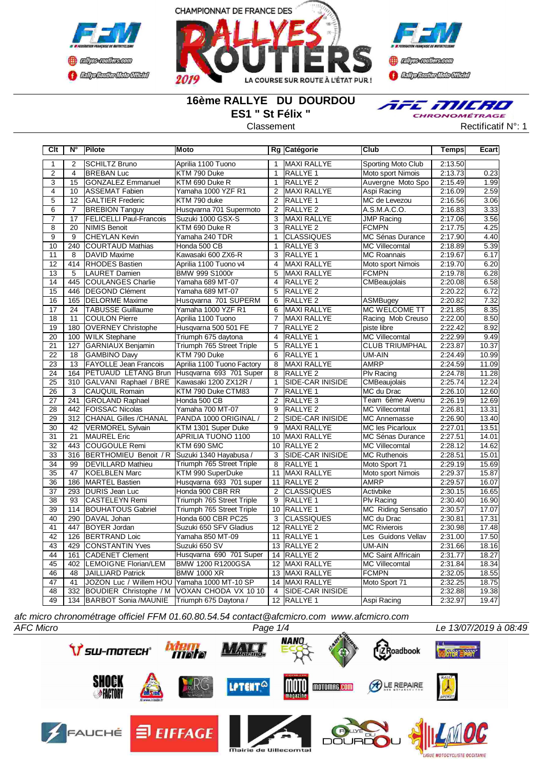# 16ème RALLYE DU DOURDOU

## ES1 " St Félix "

Classement

Rectificatif N°: 1

| Clt | N° | Pilote | Moto | Rg | Catégorie | Club | Temps | Ecart |
|---|---|---|---|---|---|---|---|---|
| 1 | 2 | SCHILTZ Bruno | Aprilia 1100 Tuono | 1 | MAXI RALLYE | Sporting Moto Club | 2:13.50 | |
| 2 | 4 | BREBAN Luc | KTM 790 Duke | 1 | RALLYE 1 | Moto sport Nimois | 2:13.73 | 0.23 |
| 3 | 15 | GONZALEZ Emmanuel | KTM 690 Duke R | 1 | RALLYE 2 | Auvergne Moto Spo | 2:15.49 | 1.99 |
| 4 | 10 | ASSEMAT Fabien | Yamaha 1000 YZF R1 | 2 | MAXI RALLYE | Aspi Racing | 2:16.09 | 2.59 |
| 5 | 12 | GALTIER Frederic | KTM 790 duke | 2 | RALLYE 1 | MC de Levezou | 2:16.56 | 3.06 |
| 6 | 7 | BREBION Tanguy | Husqvarna 701 Supermoto | 2 | RALLYE 2 | A.S.M.A.C.O. | 2:16.83 | 3.33 |
| 7 | 17 | FELICELLI Paul-Francois | Suzuki 1000 GSX-S | 3 | MAXI RALLYE | JMP Racing | 2:17.06 | 3.56 |
| 8 | 20 | NIMIS Benoit | KTM 690 Duke R | 3 | RALLYE 2 | FCMPN | 2:17.75 | 4.25 |
| 9 | 9 | CHEYLAN Kevin | Yamaha 240 TDR | 1 | CLASSIQUES | MC Sénas Durance | 2:17.90 | 4.40 |
| 10 | 240 | COURTAUD Mathias | Honda 500 CB | 1 | RALLYE 3 | MC Villecomtal | 2:18.89 | 5.39 |
| 11 | 8 | DAVID Maxime | Kawasaki 600 ZX6-R | 3 | RALLYE 1 | MC Roannais | 2:19.67 | 6.17 |
| 12 | 414 | RHODES Bastien | Aprilia 1100 Tuono v4 | 4 | MAXI RALLYE | Moto sport Nimois | 2:19.70 | 6.20 |
| 13 | 5 | LAURET Damien | BMW 999 S1000r | 5 | MAXI RALLYE | FCMPN | 2:19.78 | 6.28 |
| 14 | 445 | COULANGES Charlie | Yamaha 689 MT-07 | 4 | RALLYE 2 | CMBeaujolais | 2:20.08 | 6.58 |
| 15 | 446 | DEGOND Clément | Yamaha 689 MT-07 | 5 | RALLYE 2 | | 2:20.22 | 6.72 |
| 16 | 165 | DELORME Maxime | Husqvarna 701 SUPERM | 6 | RALLYE 2 | ASMBugey | 2:20.82 | 7.32 |
| 17 | 24 | TABUSSE Guillaume | Yamaha 1000 YZF R1 | 6 | MAXI RALLYE | MC WELCOME TT | 2:21.85 | 8.35 |
| 18 | 11 | COULON Pierre | Aprilia 1100 Tuono | 7 | MAXI RALLYE | Racing Mob Creuso | 2:22.00 | 8.50 |
| 19 | 180 | OVERNEY Christophe | Husqvarna 500 501 FE | 7 | RALLYE 2 | piste libre | 2:22.42 | 8.92 |
| 20 | 100 | WILK Stephane | Triumph 675 daytona | 4 | RALLYE 1 | MC Villecomtal | 2:22.99 | 9.49 |
| 21 | 127 | GARNIAUX Benjamin | Triumph 765 Street Triple | 5 | RALLYE 1 | CLUB TRIUMPHAL | 2:23.87 | 10.37 |
| 22 | 18 | GAMBINO Davy | KTM 790 Duke | 6 | RALLYE 1 | UM-AIN | 2:24.49 | 10.99 |
| 23 | 13 | FAYOLLE Jean Francois | Aprilia 1100 Tuono Factory | 8 | MAXI RALLYE | AMRP | 2:24.59 | 11.09 |
| 24 | 164 | PETUAUD LETANG Brun | Husqvarna 693 701 Super | 8 | RALLYE 2 | Plv Racing | 2:24.78 | 11.28 |
| 25 | 310 | GALVANI Raphael / BRE | Kawasaki 1200 ZX12R / | 1 | SIDE-CAR INISIDE | CMBeaujolais | 2:25.74 | 12.24 |
| 26 | 3 | CAUQUIL Romain | KTM 790 Duke CTM83 | 7 | RALLYE 1 | MC du Drac | 2:26.10 | 12.60 |
| 27 | 241 | GROLAND Raphael | Honda 500 CB | 2 | RALLYE 3 | Team 6ème Avenu | 2:26.19 | 12.69 |
| 28 | 442 | FOISSAC Nicolas | Yamaha 700 MT-07 | 9 | RALLYE 2 | MC Villecomtal | 2:26.81 | 13.31 |
| 29 | 312 | CHANAL Gilles /CHANAL | PANDA 1000 ORIGINAL / | 2 | SIDE-CAR INISIDE | MC Annemasse | 2:26.90 | 13.40 |
| 30 | 42 | VERMOREL Sylvain | KTM 1301 Super Duke | 9 | MAXI RALLYE | MC les Picarloux | 2:27.01 | 13.51 |
| 31 | 21 | MAUREL Eric | APRILIA TUONO 1100 | 10 | MAXI RALLYE | MC Sénas Durance | 2:27.51 | 14.01 |
| 32 | 443 | COUGOULE Remi | KTM 690 SMC | 10 | RALLYE 2 | MC Villecomtal | 2:28.12 | 14.62 |
| 33 | 316 | BERTHOMIEU Benoit / R | Suzuki 1340 Hayabusa / | 3 | SIDE-CAR INISIDE | MC Ruthenois | 2:28.51 | 15.01 |
| 34 | 99 | DEVILLARD Mathieu | Triumph 765 Street Triple | 8 | RALLYE 1 | Moto Sport 71 | 2:29.19 | 15.69 |
| 35 | 47 | KOELBLEN Marc | KTM 990 SuperDuke | 11 | MAXI RALLYE | Moto sport Nimois | 2:29.37 | 15.87 |
| 36 | 186 | MARTEL Bastien | Husqvarna 693 701 super | 11 | RALLYE 2 | AMRP | 2:29.57 | 16.07 |
| 37 | 293 | DURIS Jean Luc | Honda 900 CBR RR | 2 | CLASSIQUES | Activbike | 2:30.15 | 16.65 |
| 38 | 93 | CASTELEYN Remi | Triumph 765 Street Triple | 9 | RALLYE 1 | Plv Racing | 2:30.40 | 16.90 |
| 39 | 114 | BOUHATOUS Gabriel | Triumph 765 Street Triple | 10 | RALLYE 1 | MC Riding Sensatio | 2:30.57 | 17.07 |
| 40 | 290 | DAVAL Johan | Honda 600 CBR PC25 | 3 | CLASSIQUES | MC du Drac | 2:30.81 | 17.31 |
| 41 | 447 | BOYER Jordan | Suzuki 650 SFV Gladius | 12 | RALLYE 2 | MC Rivierois | 2:30.98 | 17.48 |
| 42 | 126 | BERTRAND Loic | Yamaha 850 MT-09 | 11 | RALLYE 1 | Les Guidons Vellav | 2:31.00 | 17.50 |
| 43 | 429 | CONSTANTIN Yves | Suzuki 650 SV | 13 | RALLYE 2 | UM-AIN | 2:31.66 | 18.16 |
| 44 | 161 | CADENET Clement | Husqvarna 690 701 Super | 14 | RALLYE 2 | MC Saint Affricain | 2:31.77 | 18.27 |
| 45 | 402 | LEMOIGNE Florian/LEM | BMW 1200 R1200GSA | 12 | MAXI RALLYE | MC Villecomtal | 2:31.84 | 18.34 |
| 46 | 48 | JAILLIARD Patrick | BMW 1000 XR | 13 | MAXI RALLYE | FCMPN | 2:32.05 | 18.55 |
| 47 | 41 | JOZON Luc / Willem HOU | Yamaha 1000 MT-10 SP | 14 | MAXI RALLYE | Moto Sport 71 | 2:32.25 | 18.75 |
| 48 | 332 | BOUDIER Christophe / M | VOXAN CHODA VX 10 10 | 4 | SIDE-CAR INISIDE | | 2:32.88 | 19.38 |
| 49 | 134 | BARBOT Sonia /MAUNIE | Triumph 675 Daytona / | 12 | RALLYE 1 | Aspi Racing | 2:32.97 | 19.47 |

*afc micro chronométrage officiel FFM 01.60.80.54.54 contact@afcmicro.com www.afcmicro.com*

*AFC Micro* — *Le 13/07/2019 à 08:49*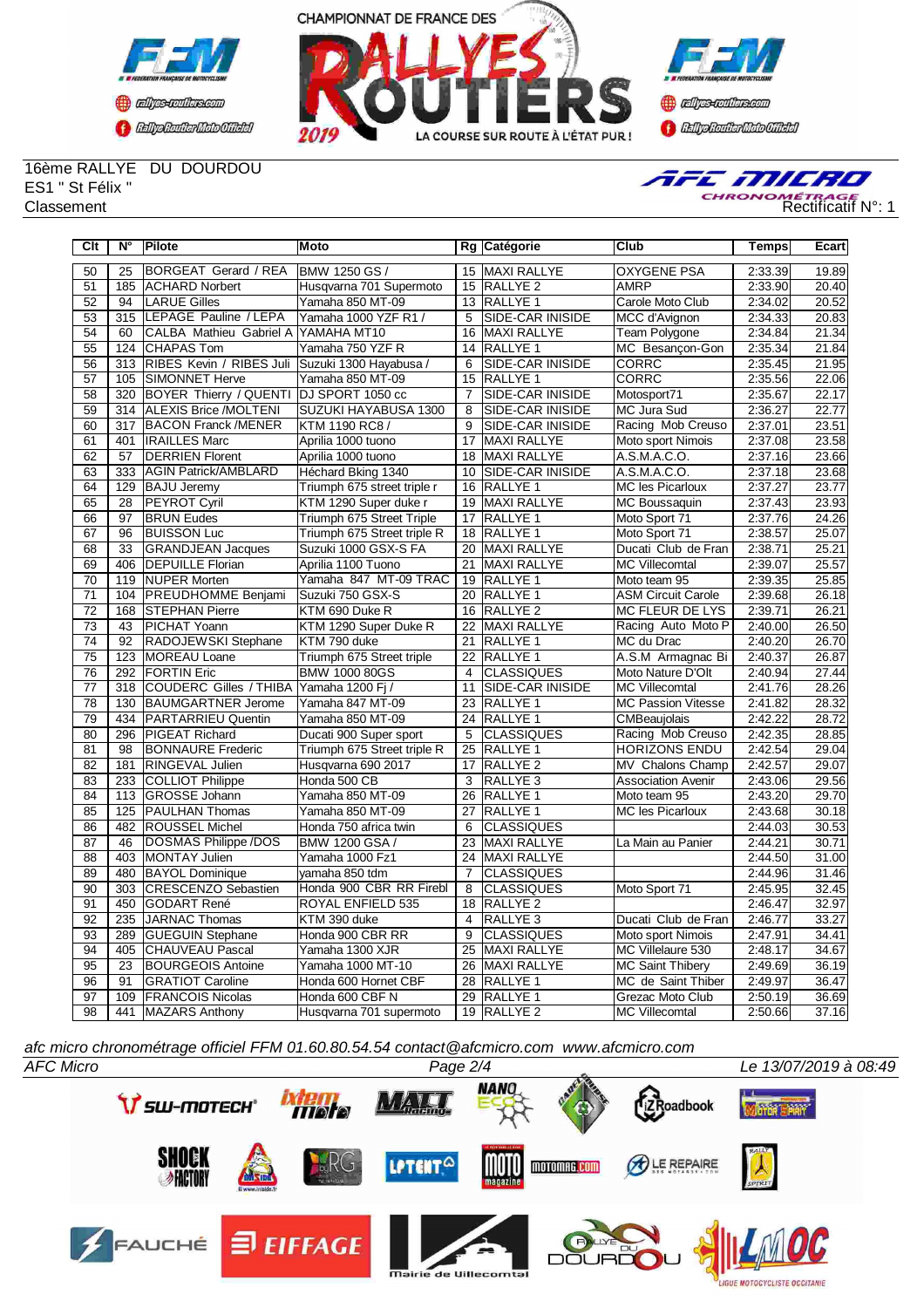16ème RALLYE DU DOURDOU
ES1 " St Félix "
Classement

Rectificatif N°: 1

| Clt | N° | Pilote | Moto | Rg | Catégorie | Club | Temps | Ecart |
|---|---|---|---|---|---|---|---|---|
| 50 | 25 | BORGEAT Gerard / REA | BMW 1250 GS / | 15 | MAXI RALLYE | OXYGENE PSA | 2:33.39 | 19.89 |
| 51 | 185 | ACHARD Norbert | Husqvarna 701 Supermoto | 15 | RALLYE 2 | AMRP | 2:33.90 | 20.40 |
| 52 | 94 | LARUE Gilles | Yamaha 850 MT-09 | 13 | RALLYE 1 | Carole Moto Club | 2:34.02 | 20.52 |
| 53 | 315 | LEPAGE Pauline / LEPA | Yamaha 1000 YZF R1 / | 5 | SIDE-CAR INISIDE | MCC d'Avignon | 2:34.33 | 20.83 |
| 54 | 60 | CALBA Mathieu Gabriel A | YAMAHA MT10 | 16 | MAXI RALLYE | Team Polygone | 2:34.84 | 21.34 |
| 55 | 124 | CHAPAS Tom | Yamaha 750 YZF R | 14 | RALLYE 1 | MC Besançon-Gon | 2:35.34 | 21.84 |
| 56 | 313 | RIBES Kevin / RIBES Juli | Suzuki 1300 Hayabusa / | 6 | SIDE-CAR INISIDE | CORRC | 2:35.45 | 21.95 |
| 57 | 105 | SIMONNET Herve | Yamaha 850 MT-09 | 15 | RALLYE 1 | CORRC | 2:35.56 | 22.06 |
| 58 | 320 | BOYER Thierry / QUENTI | DJ SPORT 1050 cc | 7 | SIDE-CAR INISIDE | Motosport71 | 2:35.67 | 22.17 |
| 59 | 314 | ALEXIS Brice /MOLTENI | SUZUKI HAYABUSA 1300 | 8 | SIDE-CAR INISIDE | MC Jura Sud | 2:36.27 | 22.77 |
| 60 | 317 | BACON Franck /MENER | KTM 1190 RC8 / | 9 | SIDE-CAR INISIDE | Racing Mob Creuso | 2:37.01 | 23.51 |
| 61 | 401 | IRAILLES Marc | Aprilia 1000 tuono | 17 | MAXI RALLYE | Moto sport Nimois | 2:37.08 | 23.58 |
| 62 | 57 | DERRIEN Florent | Aprilia 1000 tuono | 18 | MAXI RALLYE | A.S.M.A.C.O. | 2:37.16 | 23.66 |
| 63 | 333 | AGIN Patrick/AMBLARD | Héchard Bking 1340 | 10 | SIDE-CAR INISIDE | A.S.M.A.C.O. | 2:37.18 | 23.68 |
| 64 | 129 | BAJU Jeremy | Triumph 675 street triple r | 16 | RALLYE 1 | MC les Picarloux | 2:37.27 | 23.77 |
| 65 | 28 | PEYROT Cyril | KTM 1290 Super duke r | 19 | MAXI RALLYE | MC Boussaquin | 2:37.43 | 23.93 |
| 66 | 97 | BRUN Eudes | Triumph 675 Street Triple | 17 | RALLYE 1 | Moto Sport 71 | 2:37.76 | 24.26 |
| 67 | 96 | BUISSON Luc | Triumph 675 Street triple R | 18 | RALLYE 1 | Moto Sport 71 | 2:38.57 | 25.07 |
| 68 | 33 | GRANDJEAN Jacques | Suzuki 1000 GSX-S FA | 20 | MAXI RALLYE | Ducati Club de Fran | 2:38.71 | 25.21 |
| 69 | 406 | DEPUILLE Florian | Aprilia 1100 Tuono | 21 | MAXI RALLYE | MC Villecomtal | 2:39.07 | 25.57 |
| 70 | 119 | NUPER Morten | Yamaha 847 MT-09 TRAC | 19 | RALLYE 1 | Moto team 95 | 2:39.35 | 25.85 |
| 71 | 104 | PREUDHOMME Benjami | Suzuki 750 GSX-S | 20 | RALLYE 1 | ASM Circuit Carole | 2:39.68 | 26.18 |
| 72 | 168 | STEPHAN Pierre | KTM 690 Duke R | 16 | RALLYE 2 | MC FLEUR DE LYS | 2:39.71 | 26.21 |
| 73 | 43 | PICHAT Yoann | KTM 1290 Super Duke R | 22 | MAXI RALLYE | Racing Auto Moto P | 2:40.00 | 26.50 |
| 74 | 92 | RADOJEWSKI Stephane | KTM 790 duke | 21 | RALLYE 1 | MC du Drac | 2:40.20 | 26.70 |
| 75 | 123 | MOREAU Loane | Triumph 675 Street triple | 22 | RALLYE 1 | A.S.M Armagnac Bi | 2:40.37 | 26.87 |
| 76 | 292 | FORTIN Eric | BMW 1000 80GS | 4 | CLASSIQUES | Moto Nature D'Olt | 2:40.94 | 27.44 |
| 77 | 318 | COUDERC Gilles / THIBA | Yamaha 1200 Fj / | 11 | SIDE-CAR INISIDE | MC Villecomtal | 2:41.76 | 28.26 |
| 78 | 130 | BAUMGARTNER Jerome | Yamaha 847 MT-09 | 23 | RALLYE 1 | MC Passion Vitesse | 2:41.82 | 28.32 |
| 79 | 434 | PARTARRIEU Quentin | Yamaha 850 MT-09 | 24 | RALLYE 1 | CMBeaujolais | 2:42.22 | 28.72 |
| 80 | 296 | PIGEAT Richard | Ducati 900 Super sport | 5 | CLASSIQUES | Racing Mob Creuso | 2:42.35 | 28.85 |
| 81 | 98 | BONNAURE Frederic | Triumph 675 Street triple R | 25 | RALLYE 1 | HORIZONS ENDU | 2:42.54 | 29.04 |
| 82 | 181 | RINGEVAL Julien | Husqvarna 690 2017 | 17 | RALLYE 2 | MV Chalons Champ | 2:42.57 | 29.07 |
| 83 | 233 | COLLIOT Philippe | Honda 500 CB | 3 | RALLYE 3 | Association Avenir | 2:43.06 | 29.56 |
| 84 | 113 | GROSSE Johann | Yamaha 850 MT-09 | 26 | RALLYE 1 | Moto team 95 | 2:43.20 | 29.70 |
| 85 | 125 | PAULHAN Thomas | Yamaha 850 MT-09 | 27 | RALLYE 1 | MC les Picarloux | 2:43.68 | 30.18 |
| 86 | 482 | ROUSSEL Michel | Honda 750 africa twin | 6 | CLASSIQUES | | 2:44.03 | 30.53 |
| 87 | 46 | DOSMAS Philippe /DOS | BMW 1200 GSA / | 23 | MAXI RALLYE | La Main au Panier | 2:44.21 | 30.71 |
| 88 | 403 | MONTAY Julien | Yamaha 1000 Fz1 | 24 | MAXI RALLYE | | 2:44.50 | 31.00 |
| 89 | 480 | BAYOL Dominique | yamaha 850 tdm | 7 | CLASSIQUES | | 2:44.96 | 31.46 |
| 90 | 303 | CRESCENZO Sebastien | Honda 900 CBR RR Firebl | 8 | CLASSIQUES | Moto Sport 71 | 2:45.95 | 32.45 |
| 91 | 450 | GODART René | ROYAL ENFIELD 535 | 18 | RALLYE 2 | | 2:46.47 | 32.97 |
| 92 | 235 | JARNAC Thomas | KTM 390 duke | 4 | RALLYE 3 | Ducati Club de Fran | 2:46.77 | 33.27 |
| 93 | 289 | GUEGUIN Stephane | Honda 900 CBR RR | 9 | CLASSIQUES | Moto sport Nimois | 2:47.91 | 34.41 |
| 94 | 405 | CHAUVEAU Pascal | Yamaha 1300 XJR | 25 | MAXI RALLYE | MC Villelaure 530 | 2:48.17 | 34.67 |
| 95 | 23 | BOURGEOIS Antoine | Yamaha 1000 MT-10 | 26 | MAXI RALLYE | MC Saint Thibery | 2:49.69 | 36.19 |
| 96 | 91 | GRATIOT Caroline | Honda 600 Hornet CBF | 28 | RALLYE 1 | MC de Saint Thiber | 2:49.97 | 36.47 |
| 97 | 109 | FRANCOIS Nicolas | Honda 600 CBF N | 29 | RALLYE 1 | Grezac Moto Club | 2:50.19 | 36.69 |
| 98 | 441 | MAZARS Anthony | Husqvarna 701 supermoto | 19 | RALLYE 2 | MC Villecomtal | 2:50.66 | 37.16 |

*afc micro chronométrage officiel FFM 01.60.80.54.54 contact@afcmicro.com www.afcmicro.com*

*AFC Micro* — *Le 13/07/2019 à 08:49*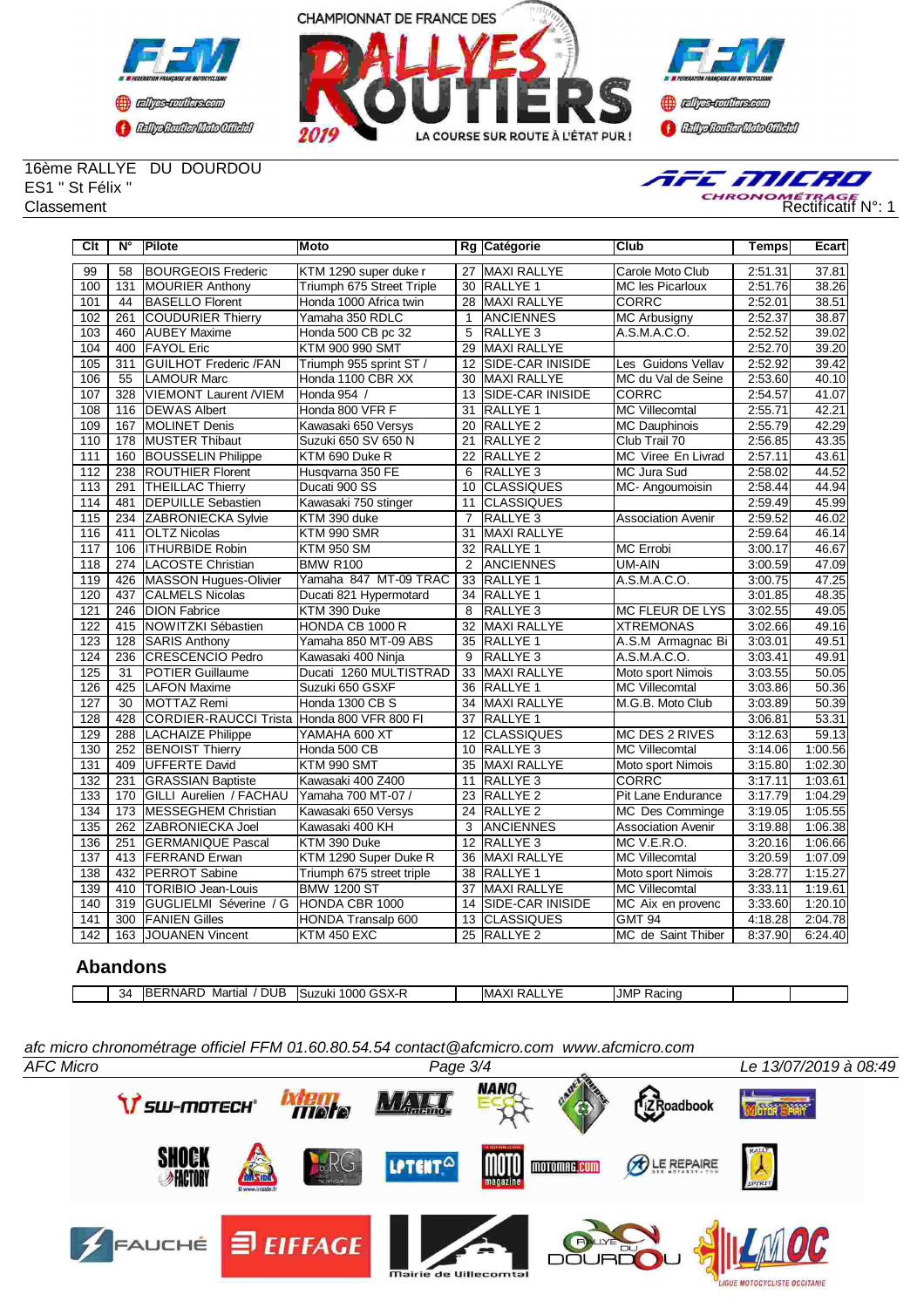16ème RALLYE DU DOURDOU
ES1 " St Félix "
Classement

Rectificatif N°: 1

| Clt | N° | Pilote | Moto | Rg | Catégorie | Club | Temps | Ecart |
|---|---|---|---|---|---|---|---|---|
| 99 | 58 | BOURGEOIS Frederic | KTM 1290 super duke r | 27 | MAXI RALLYE | Carole Moto Club | 2:51.31 | 37.81 |
| 100 | 131 | MOURIER Anthony | Triumph 675 Street Triple | 30 | RALLYE 1 | MC les Picarloux | 2:51.76 | 38.26 |
| 101 | 44 | BASELLO Florent | Honda 1000 Africa twin | 28 | MAXI RALLYE | CORRC | 2:52.01 | 38.51 |
| 102 | 261 | COUDURIER Thierry | Yamaha 350 RDLC | 1 | ANCIENNES | MC Arbusigny | 2:52.37 | 38.87 |
| 103 | 460 | AUBEY Maxime | Honda 500 CB pc 32 | 5 | RALLYE 3 | A.S.M.A.C.O. | 2:52.52 | 39.02 |
| 104 | 400 | FAYOL Eric | KTM 900 990 SMT | 29 | MAXI RALLYE | | 2:52.70 | 39.20 |
| 105 | 311 | GUILHOT Frederic /FAN | Triumph 955 sprint ST / | 12 | SIDE-CAR INISIDE | Les Guidons Vellav | 2:52.92 | 39.42 |
| 106 | 55 | LAMOUR Marc | Honda 1100 CBR XX | 30 | MAXI RALLYE | MC du Val de Seine | 2:53.60 | 40.10 |
| 107 | 328 | VIEMONT Laurent /VIEM | Honda 954 / | 13 | SIDE-CAR INISIDE | CORRC | 2:54.57 | 41.07 |
| 108 | 116 | DEWAS Albert | Honda 800 VFR F | 31 | RALLYE 1 | MC Villecomtal | 2:55.71 | 42.21 |
| 109 | 167 | MOLINET Denis | Kawasaki 650 Versys | 20 | RALLYE 2 | MC Dauphinois | 2:55.79 | 42.29 |
| 110 | 178 | MUSTER Thibaut | Suzuki 650 SV 650 N | 21 | RALLYE 2 | Club Trail 70 | 2:56.85 | 43.35 |
| 111 | 160 | BOUSSELIN Philippe | KTM 690 Duke R | 22 | RALLYE 2 | MC Viree En Livrad | 2:57.11 | 43.61 |
| 112 | 238 | ROUTHIER Florent | Husqvarna 350 FE | 6 | RALLYE 3 | MC Jura Sud | 2:58.02 | 44.52 |
| 113 | 291 | THEILLAC Thierry | Ducati 900 SS | 10 | CLASSIQUES | MC- Angoumoisin | 2:58.44 | 44.94 |
| 114 | 481 | DEPUILLE Sebastien | Kawasaki 750 stinger | 11 | CLASSIQUES | | 2:59.49 | 45.99 |
| 115 | 234 | ZABRONIECKA Sylvie | KTM 390 duke | 7 | RALLYE 3 | Association Avenir | 2:59.52 | 46.02 |
| 116 | 411 | OLTZ Nicolas | KTM 990 SMR | 31 | MAXI RALLYE | | 2:59.64 | 46.14 |
| 117 | 106 | ITHURBIDE Robin | KTM 950 SM | 32 | RALLYE 1 | MC Errobi | 3:00.17 | 46.67 |
| 118 | 274 | LACOSTE Christian | BMW R100 | 2 | ANCIENNES | UM-AIN | 3:00.59 | 47.09 |
| 119 | 426 | MASSON Hugues-Olivier | Yamaha 847 MT-09 TRAC | 33 | RALLYE 1 | A.S.M.A.C.O. | 3:00.75 | 47.25 |
| 120 | 437 | CALMELS Nicolas | Ducati 821 Hypermotard | 34 | RALLYE 1 | | 3:01.85 | 48.35 |
| 121 | 246 | DION Fabrice | KTM 390 Duke | 8 | RALLYE 3 | MC FLEUR DE LYS | 3:02.55 | 49.05 |
| 122 | 415 | NOWITZKI Sébastien | HONDA CB 1000 R | 32 | MAXI RALLYE | XTREMONAS | 3:02.66 | 49.16 |
| 123 | 128 | SARIS Anthony | Yamaha 850 MT-09 ABS | 35 | RALLYE 1 | A.S.M Armagnac Bi | 3:03.01 | 49.51 |
| 124 | 236 | CRESCENCIO Pedro | Kawasaki 400 Ninja | 9 | RALLYE 3 | A.S.M.A.C.O. | 3:03.41 | 49.91 |
| 125 | 31 | POTIER Guillaume | Ducati 1260 MULTISTRAD | 33 | MAXI RALLYE | Moto sport Nimois | 3:03.55 | 50.05 |
| 126 | 425 | LAFON Maxime | Suzuki 650 GSXF | 36 | RALLYE 1 | MC Villecomtal | 3:03.86 | 50.36 |
| 127 | 30 | MOTTAZ Remi | Honda 1300 CB S | 34 | MAXI RALLYE | M.G.B. Moto Club | 3:03.89 | 50.39 |
| 128 | 428 | CORDIER-RAUCCI Trista | Honda 800 VFR 800 FI | 37 | RALLYE 1 | | 3:06.81 | 53.31 |
| 129 | 288 | LACHAIZE Philippe | YAMAHA 600 XT | 12 | CLASSIQUES | MC DES 2 RIVES | 3:12.63 | 59.13 |
| 130 | 252 | BENOIST Thierry | Honda 500 CB | 10 | RALLYE 3 | MC Villecomtal | 3:14.06 | 1:00.56 |
| 131 | 409 | UFFERTE David | KTM 990 SMT | 35 | MAXI RALLYE | Moto sport Nimois | 3:15.80 | 1:02.30 |
| 132 | 231 | GRASSIAN Baptiste | Kawasaki 400 Z400 | 11 | RALLYE 3 | CORRC | 3:17.11 | 1:03.61 |
| 133 | 170 | GILLI Aurelien / FACHAU | Yamaha 700 MT-07 / | 23 | RALLYE 2 | Pit Lane Endurance | 3:17.79 | 1:04.29 |
| 134 | 173 | MESSEGHEM Christian | Kawasaki 650 Versys | 24 | RALLYE 2 | MC Des Comminge | 3:19.05 | 1:05.55 |
| 135 | 262 | ZABRONIECKA Joel | Kawasaki 400 KH | 3 | ANCIENNES | Association Avenir | 3:19.88 | 1:06.38 |
| 136 | 251 | GERMANIQUE Pascal | KTM 390 Duke | 12 | RALLYE 3 | MC V.E.R.O. | 3:20.16 | 1:06.66 |
| 137 | 413 | FERRAND Erwan | KTM 1290 Super Duke R | 36 | MAXI RALLYE | MC Villecomtal | 3:20.59 | 1:07.09 |
| 138 | 432 | PERROT Sabine | Triumph 675 street triple | 38 | RALLYE 1 | Moto sport Nimois | 3:28.77 | 1:15.27 |
| 139 | 410 | TORIBIO Jean-Louis | BMW 1200 ST | 37 | MAXI RALLYE | MC Villecomtal | 3:33.11 | 1:19.61 |
| 140 | 319 | GUGLIELMI Séverine / G | HONDA CBR 1000 | 14 | SIDE-CAR INISIDE | MC Aix en provenc | 3:33.60 | 1:20.10 |
| 141 | 300 | FANIEN Gilles | HONDA Transalp 600 | 13 | CLASSIQUES | GMT 94 | 4:18.28 | 2:04.78 |
| 142 | 163 | JOUANEN Vincent | KTM 450 EXC | 25 | RALLYE 2 | MC de Saint Thiber | 8:37.90 | 6:24.40 |

## Abandons

| | | | | | | | | |
|---|---|---|---|---|---|---|---|---|
| | 34 | BERNARD Martial / DUB | Suzuki 1000 GSX-R | | MAXI RALLYE | JMP Racing | | |

*afc micro chronométrage officiel FFM 01.60.80.54.54 contact@afcmicro.com www.afcmicro.com*

*AFC Micro* — Le 13/07/2019 à 08:49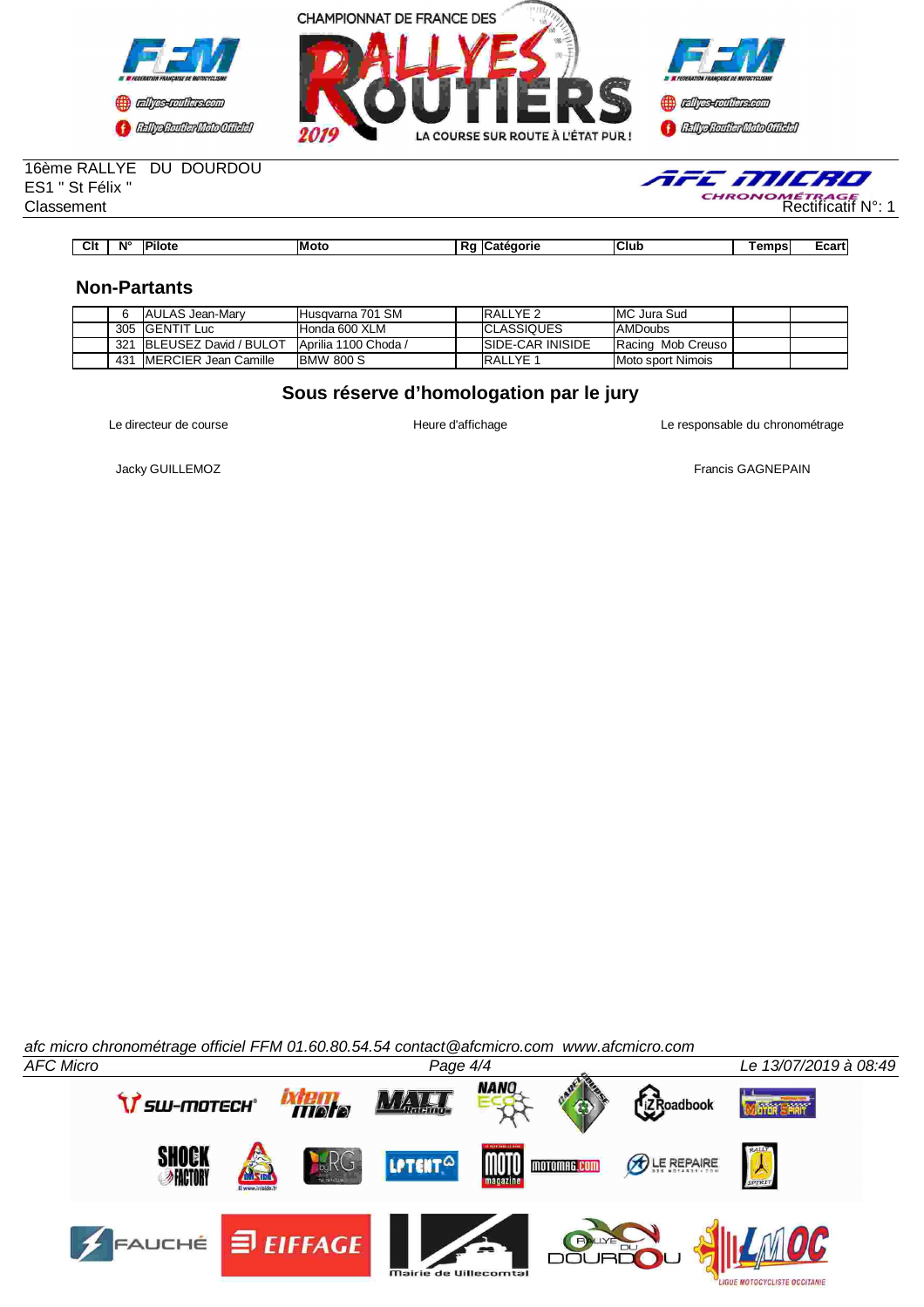16ème RALLYE DU DOURDOU
ES1 " St Félix "
Classement

Rectificatif N°: 1

## Non-Partants

| Clt | N° | Pilote | Moto | Rg | Catégorie | Club | Temps | Ecart |
|---|---|---|---|---|---|---|---|---|
| | 6 | AULAS Jean-Mary | Husqvarna 701 SM | | RALLYE 2 | MC Jura Sud | | |
| | 305 | GENTIT Luc | Honda 600 XLM | | CLASSIQUES | AMDoubs | | |
| | 321 | BLEUSEZ David / BULOT | Aprilia 1100 Choda / | | SIDE-CAR INISIDE | Racing Mob Creuso | | |
| | 431 | MERCIER Jean Camille | BMW 800 S | | RALLYE 1 | Moto sport Nimois | | |

## Sous réserve d'homologation par le jury

Le directeur de course — Heure d'affichage — Le responsable du chronométrage

Jacky GUILLEMOZ — Francis GAGNEPAIN

*afc micro chronométrage officiel FFM 01.60.80.54.54 contact@afcmicro.com www.afcmicro.com*

*AFC Micro* — *Le 13/07/2019 à 08:49*